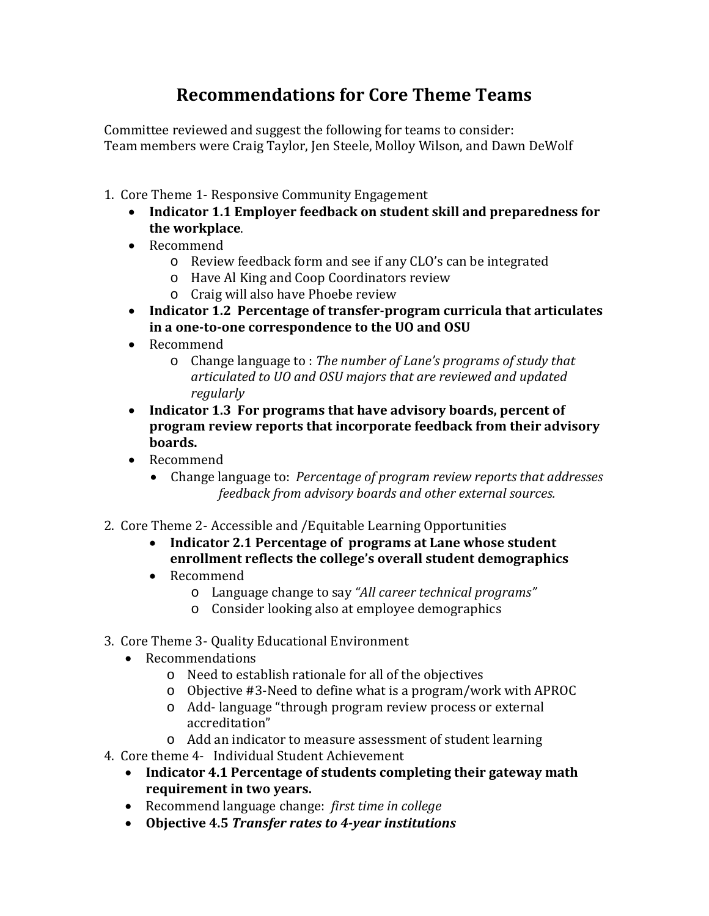# Recommendations for Core Theme Teams

Committee reviewed and suggest the following for teams to consider:
Team members were Craig Taylor, Jen Steele, Molloy Wilson, and Dawn DeWolf

1. Core Theme 1- Responsive Community Engagement
   - **Indicator 1.1 Employer feedback on student skill and preparedness for the workplace**.
   - Recommend
     - Review feedback form and see if any CLO's can be integrated
     - Have Al King and Coop Coordinators review
     - Craig will also have Phoebe review
   - **Indicator 1.2 Percentage of transfer-program curricula that articulates in a one-to-one correspondence to the UO and OSU**
   - Recommend
     - Change language to : *The number of Lane's programs of study that articulated to UO and OSU majors that are reviewed and updated regularly*
   - **Indicator 1.3 For programs that have advisory boards, percent of program review reports that incorporate feedback from their advisory boards.**
   - Recommend
     - Change language to: *Percentage of program review reports that addresses feedback from advisory boards and other external sources.*

2. Core Theme 2- Accessible and /Equitable Learning Opportunities
   - **Indicator 2.1 Percentage of programs at Lane whose student enrollment reflects the college's overall student demographics**
   - Recommend
     - Language change to say *"All career technical programs"*
     - Consider looking also at employee demographics

3. Core Theme 3- Quality Educational Environment
   - Recommendations
     - Need to establish rationale for all of the objectives
     - Objective #3-Need to define what is a program/work with APROC
     - Add- language "through program review process or external accreditation"
     - Add an indicator to measure assessment of student learning

4. Core theme 4- Individual Student Achievement
   - **Indicator 4.1 Percentage of students completing their gateway math requirement in two years.**
   - Recommend language change: *first time in college*
   - **Objective 4.5 *Transfer rates to 4-year institutions***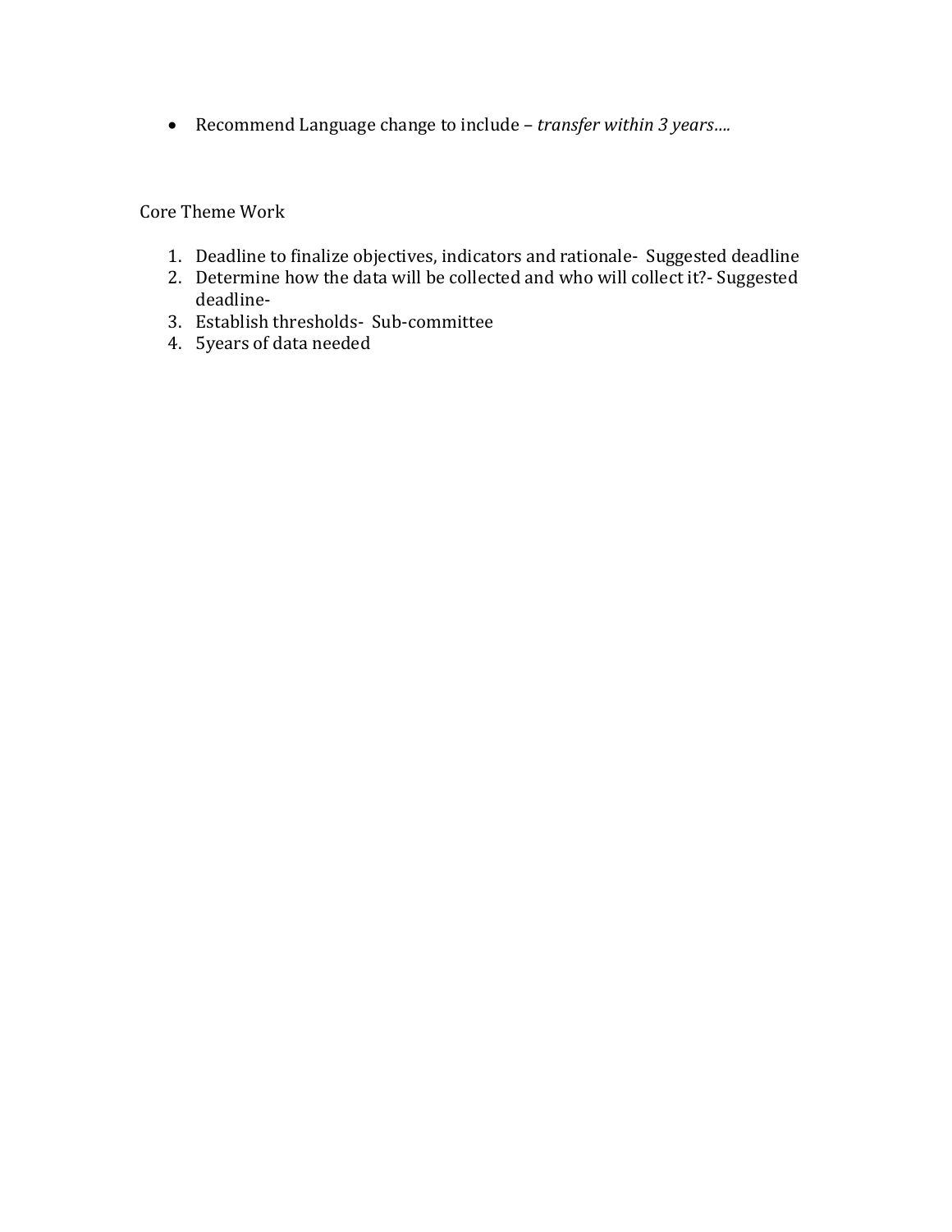- Recommend Language change to include – *transfer within 3 years….*

Core Theme Work

1. Deadline to finalize objectives, indicators and rationale- Suggested deadline
2. Determine how the data will be collected and who will collect it?- Suggested deadline-
3. Establish thresholds- Sub-committee
4. 5years of data needed